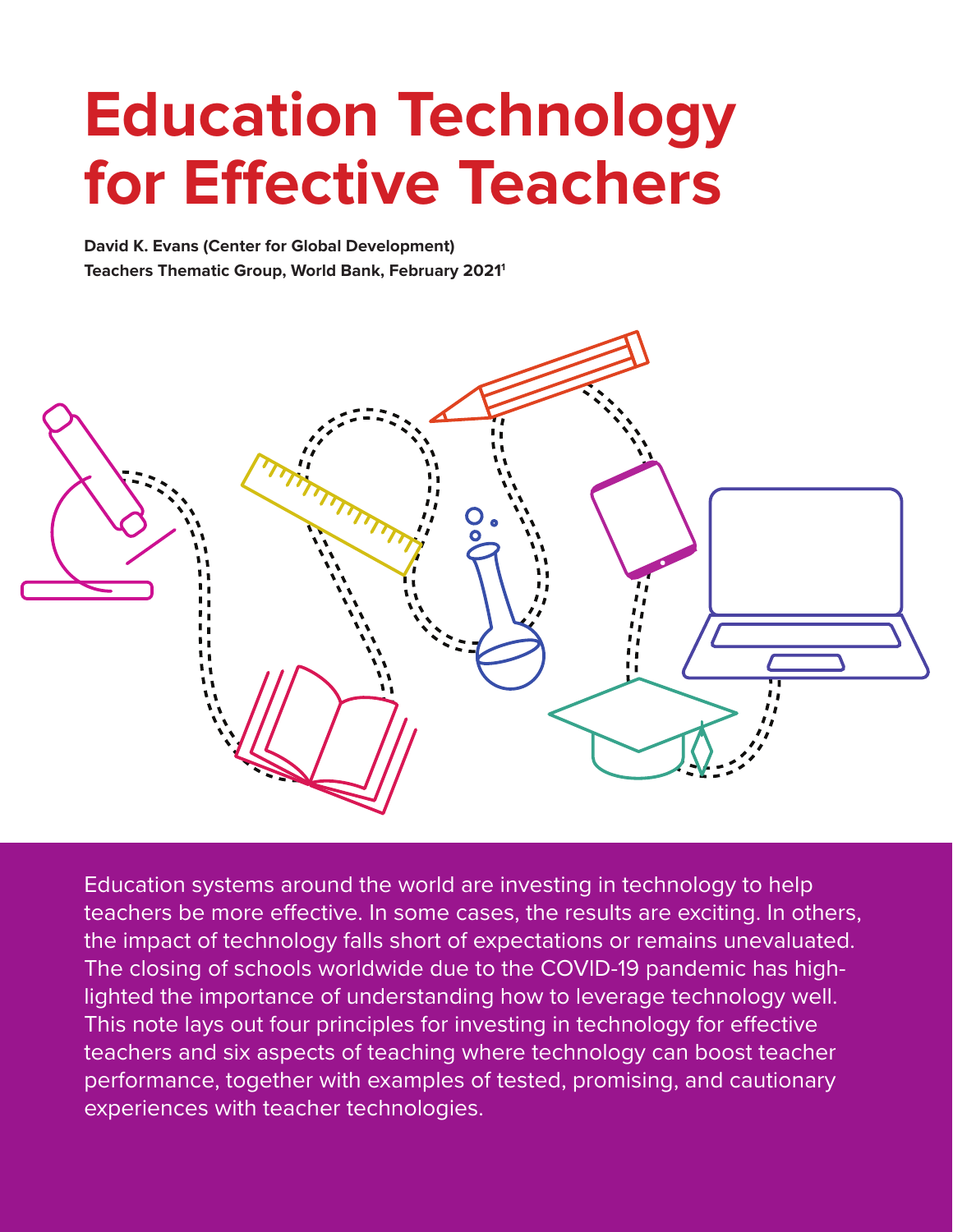# Education Technology for Effective Teachers

**David K. Evans (Center for Global Development)**
**Teachers Thematic Group, World Bank, February 2021[1]**

Education systems around the world are investing in technology to help teachers be more effective. In some cases, the results are exciting. In others, the impact of technology falls short of expectations or remains unevaluated. The closing of schools worldwide due to the COVID-19 pandemic has highlighted the importance of understanding how to leverage technology well. This note lays out four principles for investing in technology for effective teachers and six aspects of teaching where technology can boost teacher performance, together with examples of tested, promising, and cautionary experiences with teacher technologies.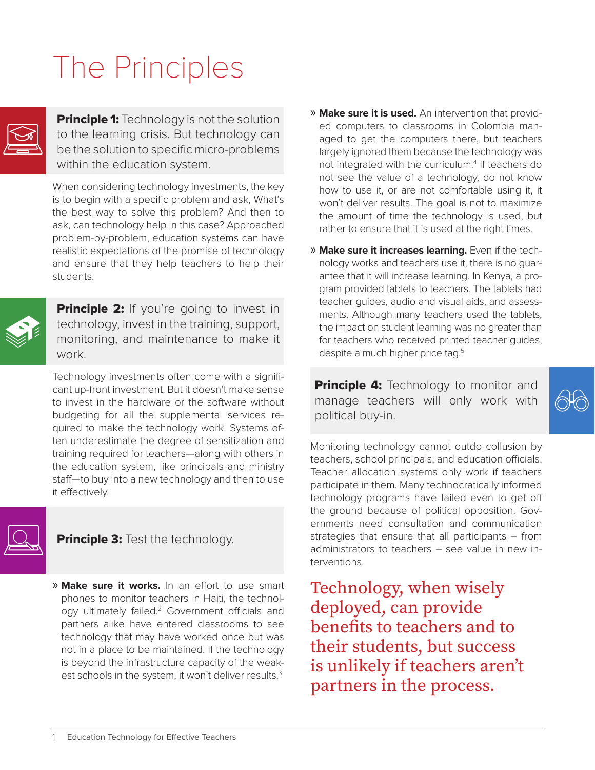# The Principles

**Principle 1:** Technology is not the solution to the learning crisis. But technology can be the solution to specific micro-problems within the education system.

When considering technology investments, the key is to begin with a specific problem and ask, What's the best way to solve this problem? And then to ask, can technology help in this case? Approached problem-by-problem, education systems can have realistic expectations of the promise of technology and ensure that they help teachers to help their students.

**Principle 2:** If you're going to invest in technology, invest in the training, support, monitoring, and maintenance to make it work.

Technology investments often come with a significant up-front investment. But it doesn't make sense to invest in the hardware or the software without budgeting for all the supplemental services required to make the technology work. Systems often underestimate the degree of sensitization and training required for teachers—along with others in the education system, like principals and ministry staff—to buy into a new technology and then to use it effectively.

**Principle 3:** Test the technology.

- **Make sure it works.** In an effort to use smart phones to monitor teachers in Haiti, the technology ultimately failed.[2] Government officials and partners alike have entered classrooms to see technology that may have worked once but was not in a place to be maintained. If the technology is beyond the infrastructure capacity of the weakest schools in the system, it won't deliver results.[3]
- **Make sure it is used.** An intervention that provided computers to classrooms in Colombia managed to get the computers there, but teachers largely ignored them because the technology was not integrated with the curriculum.[4] If teachers do not see the value of a technology, do not know how to use it, or are not comfortable using it, it won't deliver results. The goal is not to maximize the amount of time the technology is used, but rather to ensure that it is used at the right times.
- **Make sure it increases learning.** Even if the technology works and teachers use it, there is no guarantee that it will increase learning. In Kenya, a program provided tablets to teachers. The tablets had teacher guides, audio and visual aids, and assessments. Although many teachers used the tablets, the impact on student learning was no greater than for teachers who received printed teacher guides, despite a much higher price tag.[5]

**Principle 4:** Technology to monitor and manage teachers will only work with political buy-in.

Monitoring technology cannot outdo collusion by teachers, school principals, and education officials. Teacher allocation systems only work if teachers participate in them. Many technocratically informed technology programs have failed even to get off the ground because of political opposition. Governments need consultation and communication strategies that ensure that all participants – from administrators to teachers – see value in new interventions.

Technology, when wisely deployed, can provide benefits to teachers and to their students, but success is unlikely if teachers aren't partners in the process.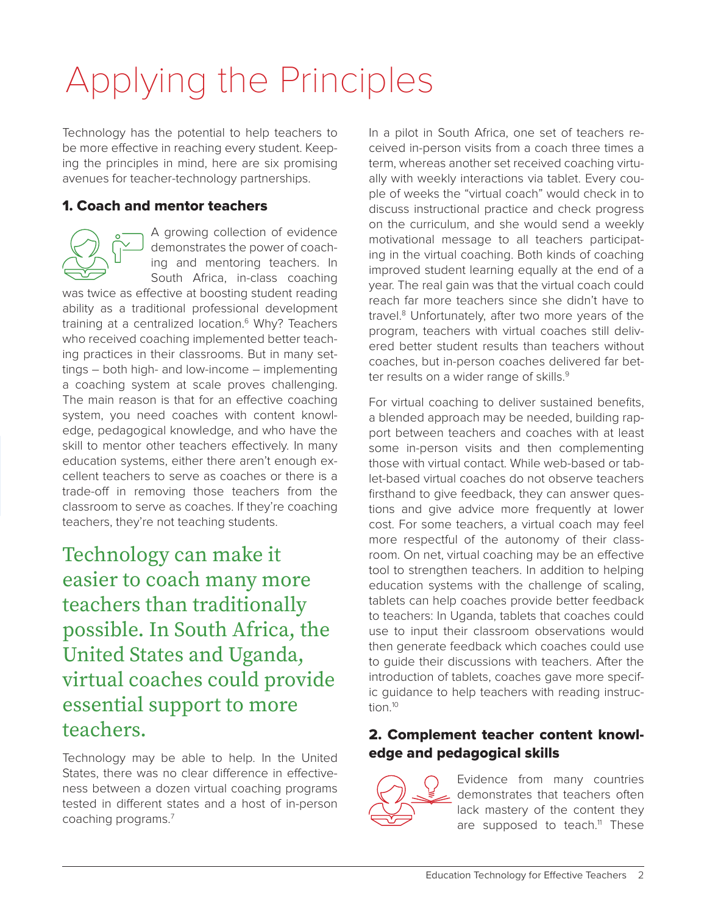# Applying the Principles

Technology has the potential to help teachers to be more effective in reaching every student. Keeping the principles in mind, here are six promising avenues for teacher-technology partnerships.

### 1. Coach and mentor teachers

A growing collection of evidence demonstrates the power of coaching and mentoring teachers. In South Africa, in-class coaching was twice as effective at boosting student reading ability as a traditional professional development training at a centralized location.[6] Why? Teachers who received coaching implemented better teaching practices in their classrooms. But in many settings – both high- and low-income – implementing a coaching system at scale proves challenging. The main reason is that for an effective coaching system, you need coaches with content knowledge, pedagogical knowledge, and who have the skill to mentor other teachers effectively. In many education systems, either there aren't enough excellent teachers to serve as coaches or there is a trade-off in removing those teachers from the classroom to serve as coaches. If they're coaching teachers, they're not teaching students.

> Technology can make it easier to coach many more teachers than traditionally possible. In South Africa, the United States and Uganda, virtual coaches could provide essential support to more teachers.

Technology may be able to help. In the United States, there was no clear difference in effectiveness between a dozen virtual coaching programs tested in different states and a host of in-person coaching programs.[7]

In a pilot in South Africa, one set of teachers received in-person visits from a coach three times a term, whereas another set received coaching virtually with weekly interactions via tablet. Every couple of weeks the "virtual coach" would check in to discuss instructional practice and check progress on the curriculum, and she would send a weekly motivational message to all teachers participating in the virtual coaching. Both kinds of coaching improved student learning equally at the end of a year. The real gain was that the virtual coach could reach far more teachers since she didn't have to travel.[8] Unfortunately, after two more years of the program, teachers with virtual coaches still delivered better student results than teachers without coaches, but in-person coaches delivered far better results on a wider range of skills.[9]

For virtual coaching to deliver sustained benefits, a blended approach may be needed, building rapport between teachers and coaches with at least some in-person visits and then complementing those with virtual contact. While web-based or tablet-based virtual coaches do not observe teachers firsthand to give feedback, they can answer questions and give advice more frequently at lower cost. For some teachers, a virtual coach may feel more respectful of the autonomy of their classroom. On net, virtual coaching may be an effective tool to strengthen teachers. In addition to helping education systems with the challenge of scaling, tablets can help coaches provide better feedback to teachers: In Uganda, tablets that coaches could use to input their classroom observations would then generate feedback which coaches could use to guide their discussions with teachers. After the introduction of tablets, coaches gave more specific guidance to help teachers with reading instruction.[10]

### 2. Complement teacher content knowledge and pedagogical skills

Evidence from many countries demonstrates that teachers often lack mastery of the content they are supposed to teach.[11] These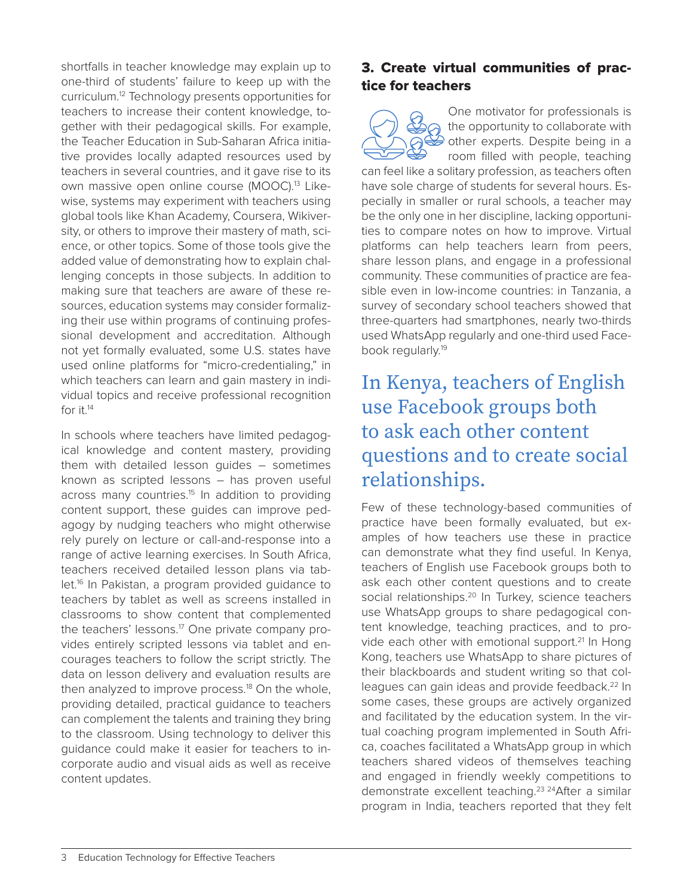shortfalls in teacher knowledge may explain up to one-third of students' failure to keep up with the curriculum.[12] Technology presents opportunities for teachers to increase their content knowledge, together with their pedagogical skills. For example, the Teacher Education in Sub-Saharan Africa initiative provides locally adapted resources used by teachers in several countries, and it gave rise to its own massive open online course (MOOC).[13] Likewise, systems may experiment with teachers using global tools like Khan Academy, Coursera, Wikiversity, or others to improve their mastery of math, science, or other topics. Some of those tools give the added value of demonstrating how to explain challenging concepts in those subjects. In addition to making sure that teachers are aware of these resources, education systems may consider formalizing their use within programs of continuing professional development and accreditation. Although not yet formally evaluated, some U.S. states have used online platforms for "micro-credentialing," in which teachers can learn and gain mastery in individual topics and receive professional recognition for it.[14]

In schools where teachers have limited pedagogical knowledge and content mastery, providing them with detailed lesson guides – sometimes known as scripted lessons – has proven useful across many countries.[15] In addition to providing content support, these guides can improve pedagogy by nudging teachers who might otherwise rely purely on lecture or call-and-response into a range of active learning exercises. In South Africa, teachers received detailed lesson plans via tablet.[16] In Pakistan, a program provided guidance to teachers by tablet as well as screens installed in classrooms to show content that complemented the teachers' lessons.[17] One private company provides entirely scripted lessons via tablet and encourages teachers to follow the script strictly. The data on lesson delivery and evaluation results are then analyzed to improve process.[18] On the whole, providing detailed, practical guidance to teachers can complement the talents and training they bring to the classroom. Using technology to deliver this guidance could make it easier for teachers to incorporate audio and visual aids as well as receive content updates.

## 3. Create virtual communities of practice for teachers

One motivator for professionals is the opportunity to collaborate with other experts. Despite being in a room filled with people, teaching can feel like a solitary profession, as teachers often have sole charge of students for several hours. Especially in smaller or rural schools, a teacher may be the only one in her discipline, lacking opportunities to compare notes on how to improve. Virtual platforms can help teachers learn from peers, share lesson plans, and engage in a professional community. These communities of practice are feasible even in low-income countries: in Tanzania, a survey of secondary school teachers showed that three-quarters had smartphones, nearly two-thirds used WhatsApp regularly and one-third used Facebook regularly.[19]

> In Kenya, teachers of English use Facebook groups both to ask each other content questions and to create social relationships.

Few of these technology-based communities of practice have been formally evaluated, but examples of how teachers use these in practice can demonstrate what they find useful. In Kenya, teachers of English use Facebook groups both to ask each other content questions and to create social relationships.[20] In Turkey, science teachers use WhatsApp groups to share pedagogical content knowledge, teaching practices, and to provide each other with emotional support.[21] In Hong Kong, teachers use WhatsApp to share pictures of their blackboards and student writing so that colleagues can gain ideas and provide feedback.[22] In some cases, these groups are actively organized and facilitated by the education system. In the virtual coaching program implemented in South Africa, coaches facilitated a WhatsApp group in which teachers shared videos of themselves teaching and engaged in friendly weekly competitions to demonstrate excellent teaching.[23] [24] After a similar program in India, teachers reported that they felt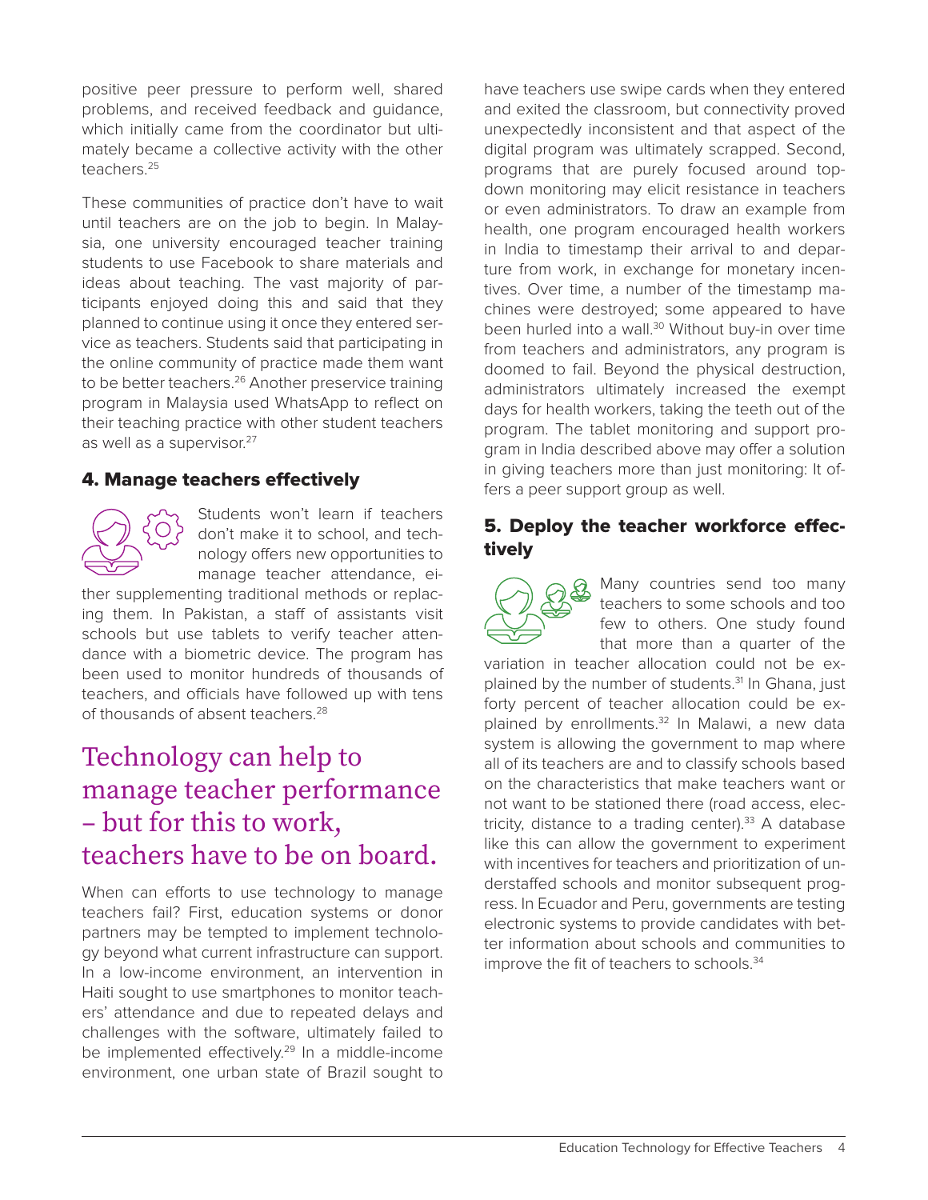positive peer pressure to perform well, shared problems, and received feedback and guidance, which initially came from the coordinator but ultimately became a collective activity with the other teachers.[25]

These communities of practice don't have to wait until teachers are on the job to begin. In Malaysia, one university encouraged teacher training students to use Facebook to share materials and ideas about teaching. The vast majority of participants enjoyed doing this and said that they planned to continue using it once they entered service as teachers. Students said that participating in the online community of practice made them want to be better teachers.[26] Another preservice training program in Malaysia used WhatsApp to reflect on their teaching practice with other student teachers as well as a supervisor.[27]

## 4. Manage teachers effectively

Students won't learn if teachers don't make it to school, and technology offers new opportunities to manage teacher attendance, either supplementing traditional methods or replacing them. In Pakistan, a staff of assistants visit schools but use tablets to verify teacher attendance with a biometric device. The program has been used to monitor hundreds of thousands of teachers, and officials have followed up with tens of thousands of absent teachers.[28]

> Technology can help to manage teacher performance – but for this to work, teachers have to be on board.

When can efforts to use technology to manage teachers fail? First, education systems or donor partners may be tempted to implement technology beyond what current infrastructure can support. In a low-income environment, an intervention in Haiti sought to use smartphones to monitor teachers' attendance and due to repeated delays and challenges with the software, ultimately failed to be implemented effectively.[29] In a middle-income environment, one urban state of Brazil sought to have teachers use swipe cards when they entered and exited the classroom, but connectivity proved unexpectedly inconsistent and that aspect of the digital program was ultimately scrapped. Second, programs that are purely focused around top-down monitoring may elicit resistance in teachers or even administrators. To draw an example from health, one program encouraged health workers in India to timestamp their arrival to and departure from work, in exchange for monetary incentives. Over time, a number of the timestamp machines were destroyed; some appeared to have been hurled into a wall.[30] Without buy-in over time from teachers and administrators, any program is doomed to fail. Beyond the physical destruction, administrators ultimately increased the exempt days for health workers, taking the teeth out of the program. The tablet monitoring and support program in India described above may offer a solution in giving teachers more than just monitoring: It offers a peer support group as well.

## 5. Deploy the teacher workforce effectively

Many countries send too many teachers to some schools and too few to others. One study found that more than a quarter of the variation in teacher allocation could not be explained by the number of students.[31] In Ghana, just forty percent of teacher allocation could be explained by enrollments.[32] In Malawi, a new data system is allowing the government to map where all of its teachers are and to classify schools based on the characteristics that make teachers want or not want to be stationed there (road access, electricity, distance to a trading center).[33] A database like this can allow the government to experiment with incentives for teachers and prioritization of understaffed schools and monitor subsequent progress. In Ecuador and Peru, governments are testing electronic systems to provide candidates with better information about schools and communities to improve the fit of teachers to schools.[34]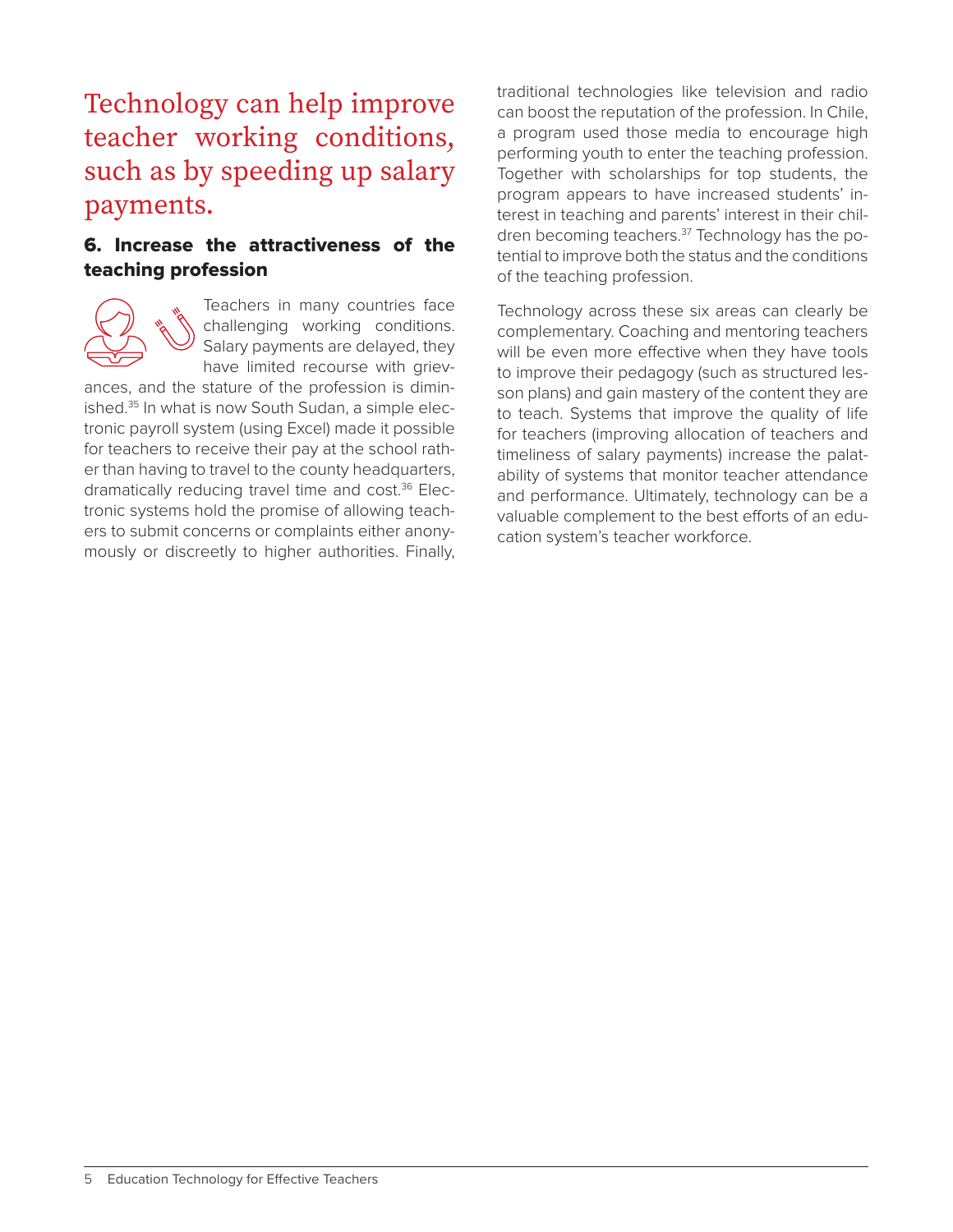Technology can help improve teacher working conditions, such as by speeding up salary payments.

### 6. Increase the attractiveness of the teaching profession

Teachers in many countries face challenging working conditions. Salary payments are delayed, they have limited recourse with grievances, and the stature of the profession is diminished.[35] In what is now South Sudan, a simple electronic payroll system (using Excel) made it possible for teachers to receive their pay at the school rather than having to travel to the county headquarters, dramatically reducing travel time and cost.[36] Electronic systems hold the promise of allowing teachers to submit concerns or complaints either anonymously or discreetly to higher authorities. Finally, traditional technologies like television and radio can boost the reputation of the profession. In Chile, a program used those media to encourage high performing youth to enter the teaching profession. Together with scholarships for top students, the program appears to have increased students' interest in teaching and parents' interest in their children becoming teachers.[37] Technology has the potential to improve both the status and the conditions of the teaching profession.

Technology across these six areas can clearly be complementary. Coaching and mentoring teachers will be even more effective when they have tools to improve their pedagogy (such as structured lesson plans) and gain mastery of the content they are to teach. Systems that improve the quality of life for teachers (improving allocation of teachers and timeliness of salary payments) increase the palatability of systems that monitor teacher attendance and performance. Ultimately, technology can be a valuable complement to the best efforts of an education system's teacher workforce.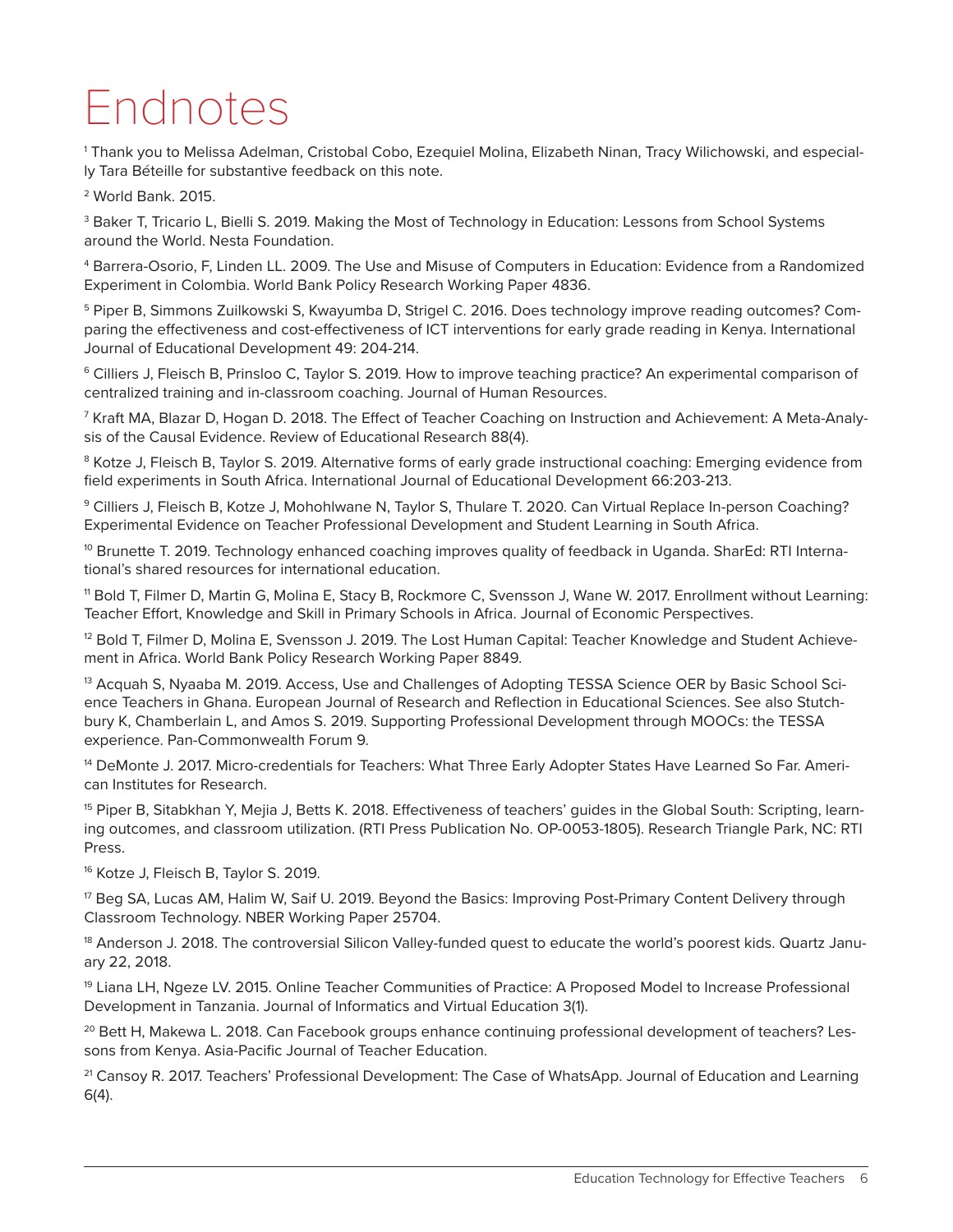# Endnotes

[1] Thank you to Melissa Adelman, Cristobal Cobo, Ezequiel Molina, Elizabeth Ninan, Tracy Wilichowski, and especially Tara Béteille for substantive feedback on this note.

[2] World Bank. 2015.

[3] Baker T, Tricario L, Bielli S. 2019. Making the Most of Technology in Education: Lessons from School Systems around the World. Nesta Foundation.

[4] Barrera-Osorio, F, Linden LL. 2009. The Use and Misuse of Computers in Education: Evidence from a Randomized Experiment in Colombia. World Bank Policy Research Working Paper 4836.

[5] Piper B, Simmons Zuilkowski S, Kwayumba D, Strigel C. 2016. Does technology improve reading outcomes? Comparing the effectiveness and cost-effectiveness of ICT interventions for early grade reading in Kenya. International Journal of Educational Development 49: 204-214.

[6] Cilliers J, Fleisch B, Prinsloo C, Taylor S. 2019. How to improve teaching practice? An experimental comparison of centralized training and in-classroom coaching. Journal of Human Resources.

[7] Kraft MA, Blazar D, Hogan D. 2018. The Effect of Teacher Coaching on Instruction and Achievement: A Meta-Analysis of the Causal Evidence. Review of Educational Research 88(4).

[8] Kotze J, Fleisch B, Taylor S. 2019. Alternative forms of early grade instructional coaching: Emerging evidence from field experiments in South Africa. International Journal of Educational Development 66:203-213.

[9] Cilliers J, Fleisch B, Kotze J, Mohohlwane N, Taylor S, Thulare T. 2020. Can Virtual Replace In-person Coaching? Experimental Evidence on Teacher Professional Development and Student Learning in South Africa.

[10] Brunette T. 2019. Technology enhanced coaching improves quality of feedback in Uganda. SharEd: RTI International's shared resources for international education.

[11] Bold T, Filmer D, Martin G, Molina E, Stacy B, Rockmore C, Svensson J, Wane W. 2017. Enrollment without Learning: Teacher Effort, Knowledge and Skill in Primary Schools in Africa. Journal of Economic Perspectives.

[12] Bold T, Filmer D, Molina E, Svensson J. 2019. The Lost Human Capital: Teacher Knowledge and Student Achievement in Africa. World Bank Policy Research Working Paper 8849.

[13] Acquah S, Nyaaba M. 2019. Access, Use and Challenges of Adopting TESSA Science OER by Basic School Science Teachers in Ghana. European Journal of Research and Reflection in Educational Sciences. See also Stutchbury K, Chamberlain L, and Amos S. 2019. Supporting Professional Development through MOOCs: the TESSA experience. Pan-Commonwealth Forum 9.

[14] DeMonte J. 2017. Micro-credentials for Teachers: What Three Early Adopter States Have Learned So Far. American Institutes for Research.

[15] Piper B, Sitabkhan Y, Mejia J, Betts K. 2018. Effectiveness of teachers' guides in the Global South: Scripting, learning outcomes, and classroom utilization. (RTI Press Publication No. OP-0053-1805). Research Triangle Park, NC: RTI Press.

[16] Kotze J, Fleisch B, Taylor S. 2019.

[17] Beg SA, Lucas AM, Halim W, Saif U. 2019. Beyond the Basics: Improving Post-Primary Content Delivery through Classroom Technology. NBER Working Paper 25704.

[18] Anderson J. 2018. The controversial Silicon Valley-funded quest to educate the world's poorest kids. Quartz January 22, 2018.

[19] Liana LH, Ngeze LV. 2015. Online Teacher Communities of Practice: A Proposed Model to Increase Professional Development in Tanzania. Journal of Informatics and Virtual Education 3(1).

[20] Bett H, Makewa L. 2018. Can Facebook groups enhance continuing professional development of teachers? Lessons from Kenya. Asia-Pacific Journal of Teacher Education.

[21] Cansoy R. 2017. Teachers' Professional Development: The Case of WhatsApp. Journal of Education and Learning 6(4).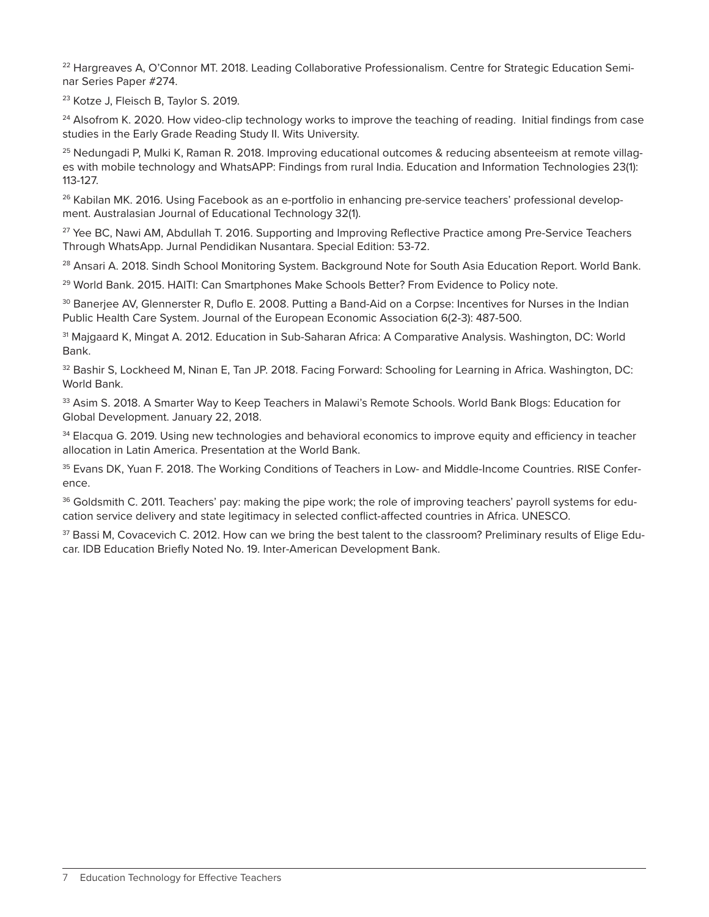[22] Hargreaves A, O'Connor MT. 2018. Leading Collaborative Professionalism. Centre for Strategic Education Seminar Series Paper #274.

[23] Kotze J, Fleisch B, Taylor S. 2019.

[24] Alsofrom K. 2020. How video-clip technology works to improve the teaching of reading. Initial findings from case studies in the Early Grade Reading Study II. Wits University.

[25] Nedungadi P, Mulki K, Raman R. 2018. Improving educational outcomes & reducing absenteeism at remote villages with mobile technology and WhatsAPP: Findings from rural India. Education and Information Technologies 23(1): 113-127.

[26] Kabilan MK. 2016. Using Facebook as an e-portfolio in enhancing pre-service teachers' professional development. Australasian Journal of Educational Technology 32(1).

[27] Yee BC, Nawi AM, Abdullah T. 2016. Supporting and Improving Reflective Practice among Pre-Service Teachers Through WhatsApp. Jurnal Pendidikan Nusantara. Special Edition: 53-72.

[28] Ansari A. 2018. Sindh School Monitoring System. Background Note for South Asia Education Report. World Bank.

[29] World Bank. 2015. HAITI: Can Smartphones Make Schools Better? From Evidence to Policy note.

[30] Banerjee AV, Glennerster R, Duflo E. 2008. Putting a Band-Aid on a Corpse: Incentives for Nurses in the Indian Public Health Care System. Journal of the European Economic Association 6(2-3): 487-500.

[31] Majgaard K, Mingat A. 2012. Education in Sub-Saharan Africa: A Comparative Analysis. Washington, DC: World Bank.

[32] Bashir S, Lockheed M, Ninan E, Tan JP. 2018. Facing Forward: Schooling for Learning in Africa. Washington, DC: World Bank.

[33] Asim S. 2018. A Smarter Way to Keep Teachers in Malawi's Remote Schools. World Bank Blogs: Education for Global Development. January 22, 2018.

[34] Elacqua G. 2019. Using new technologies and behavioral economics to improve equity and efficiency in teacher allocation in Latin America. Presentation at the World Bank.

[35] Evans DK, Yuan F. 2018. The Working Conditions of Teachers in Low- and Middle-Income Countries. RISE Conference.

[36] Goldsmith C. 2011. Teachers' pay: making the pipe work; the role of improving teachers' payroll systems for education service delivery and state legitimacy in selected conflict-affected countries in Africa. UNESCO.

[37] Bassi M, Covacevich C. 2012. How can we bring the best talent to the classroom? Preliminary results of Elige Educar. IDB Education Briefly Noted No. 19. Inter-American Development Bank.